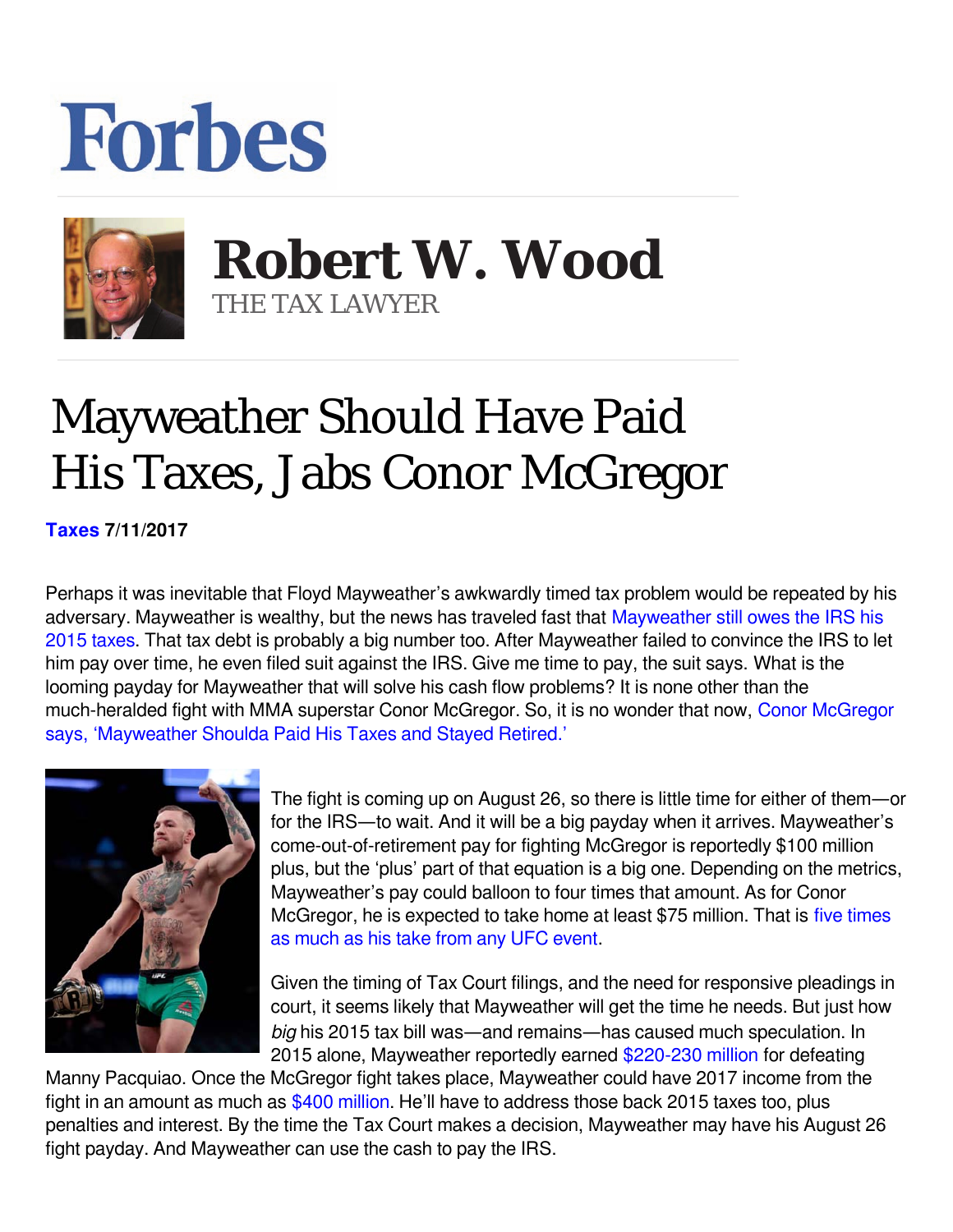# Forbes

**Robert W. Wood**
THE TAX LAWYER

# Mayweather Should Have Paid His Taxes, Jabs Conor McGregor

**Taxes 7/11/2017**

Perhaps it was inevitable that Floyd Mayweather's awkwardly timed tax problem would be repeated by his adversary. Mayweather is wealthy, but the news has traveled fast that Mayweather still owes the IRS his 2015 taxes. That tax debt is probably a big number too. After Mayweather failed to convince the IRS to let him pay over time, he even filed suit against the IRS. Give me time to pay, the suit says. What is the looming payday for Mayweather that will solve his cash flow problems? It is none other than the much-heralded fight with MMA superstar Conor McGregor. So, it is no wonder that now, Conor McGregor says, 'Mayweather Shoulda Paid His Taxes and Stayed Retired.'

The fight is coming up on August 26, so there is little time for either of them—or for the IRS—to wait. And it will be a big payday when it arrives. Mayweather's come-out-of-retirement pay for fighting McGregor is reportedly $100 million plus, but the 'plus' part of that equation is a big one. Depending on the metrics, Mayweather's pay could balloon to four times that amount. As for Conor McGregor, he is expected to take home at least $75 million. That is five times as much as his take from any UFC event.

Given the timing of Tax Court filings, and the need for responsive pleadings in court, it seems likely that Mayweather will get the time he needs. But just how *big* his 2015 tax bill was—and remains—has caused much speculation. In 2015 alone, Mayweather reportedly earned $220-230 million for defeating Manny Pacquiao. Once the McGregor fight takes place, Mayweather could have 2017 income from the fight in an amount as much as $400 million. He'll have to address those back 2015 taxes too, plus penalties and interest. By the time the Tax Court makes a decision, Mayweather may have his August 26 fight payday. And Mayweather can use the cash to pay the IRS.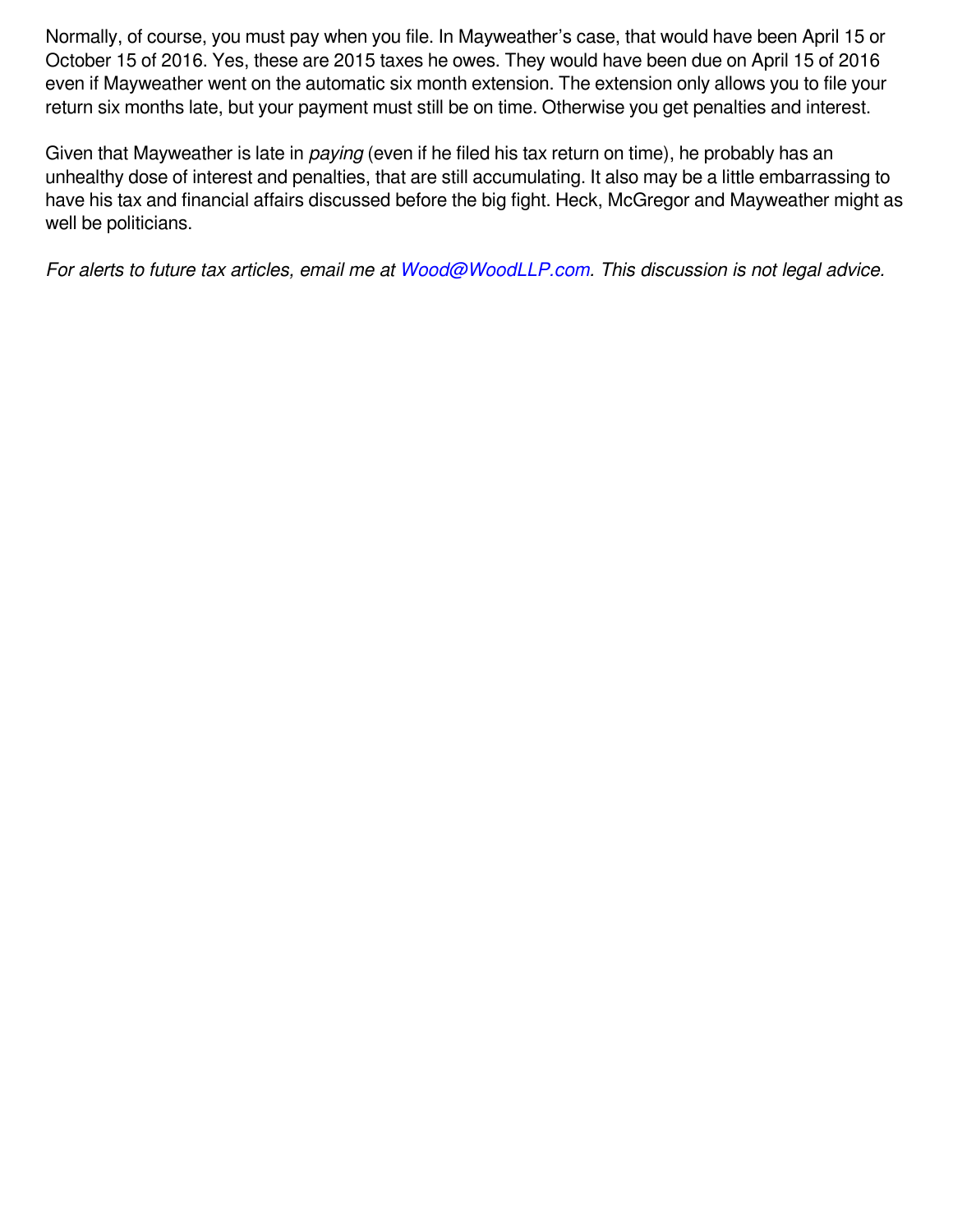Normally, of course, you must pay when you file. In Mayweather's case, that would have been April 15 or October 15 of 2016. Yes, these are 2015 taxes he owes. They would have been due on April 15 of 2016 even if Mayweather went on the automatic six month extension. The extension only allows you to file your return six months late, but your payment must still be on time. Otherwise you get penalties and interest.

Given that Mayweather is late in *paying* (even if he filed his tax return on time), he probably has an unhealthy dose of interest and penalties, that are still accumulating. It also may be a little embarrassing to have his tax and financial affairs discussed before the big fight. Heck, McGregor and Mayweather might as well be politicians.

*For alerts to future tax articles, email me at [Wood@WoodLLP.com](mailto:Wood@WoodLLP.com). This discussion is not legal advice.*